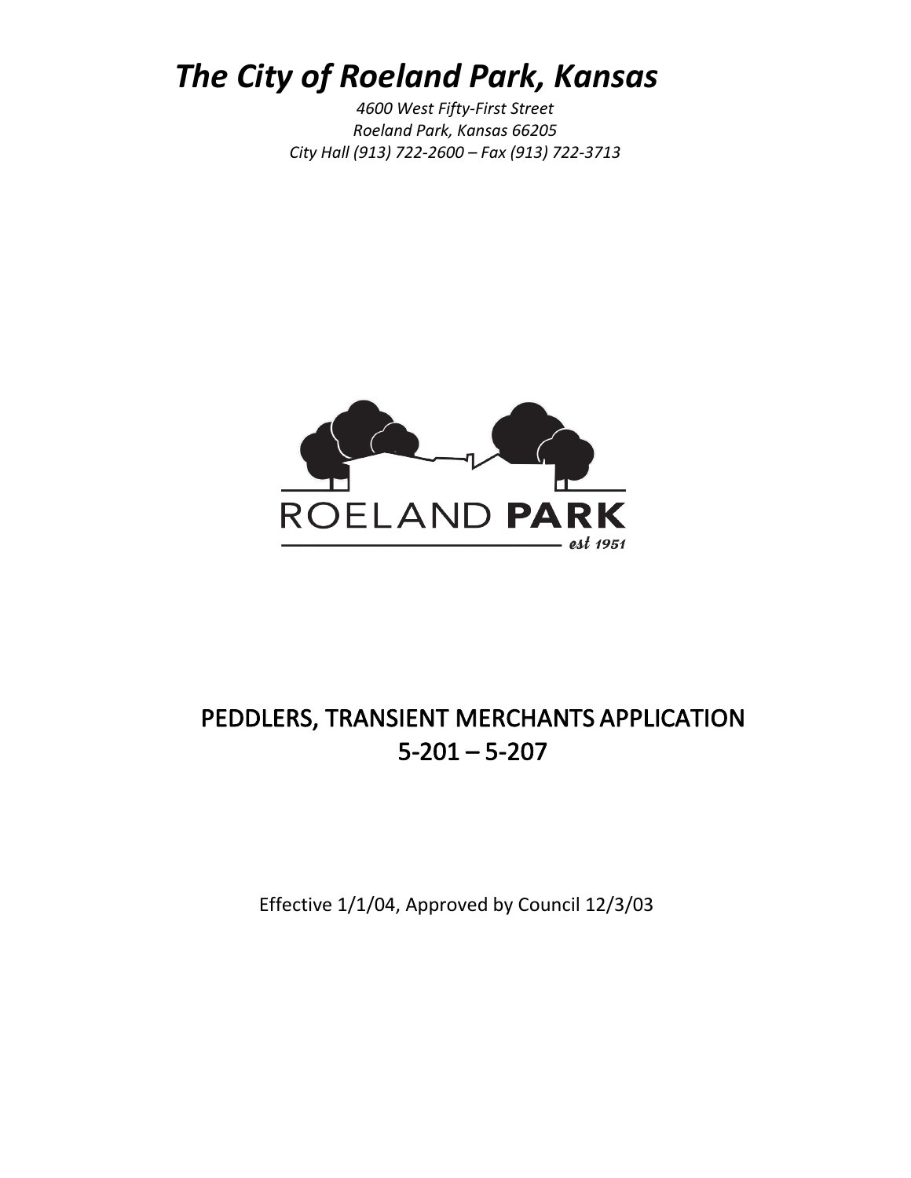# *The City of Roeland Park, Kansas*

*4600 West Fifty-First Street*
*Roeland Park, Kansas 66205*
*City Hall (913) 722-2600 – Fax (913) 722-3713*

ROELAND **PARK**
*est 1951*

## PEDDLERS, TRANSIENT MERCHANTS APPLICATION
## 5-201 – 5-207

Effective 1/1/04, Approved by Council 12/3/03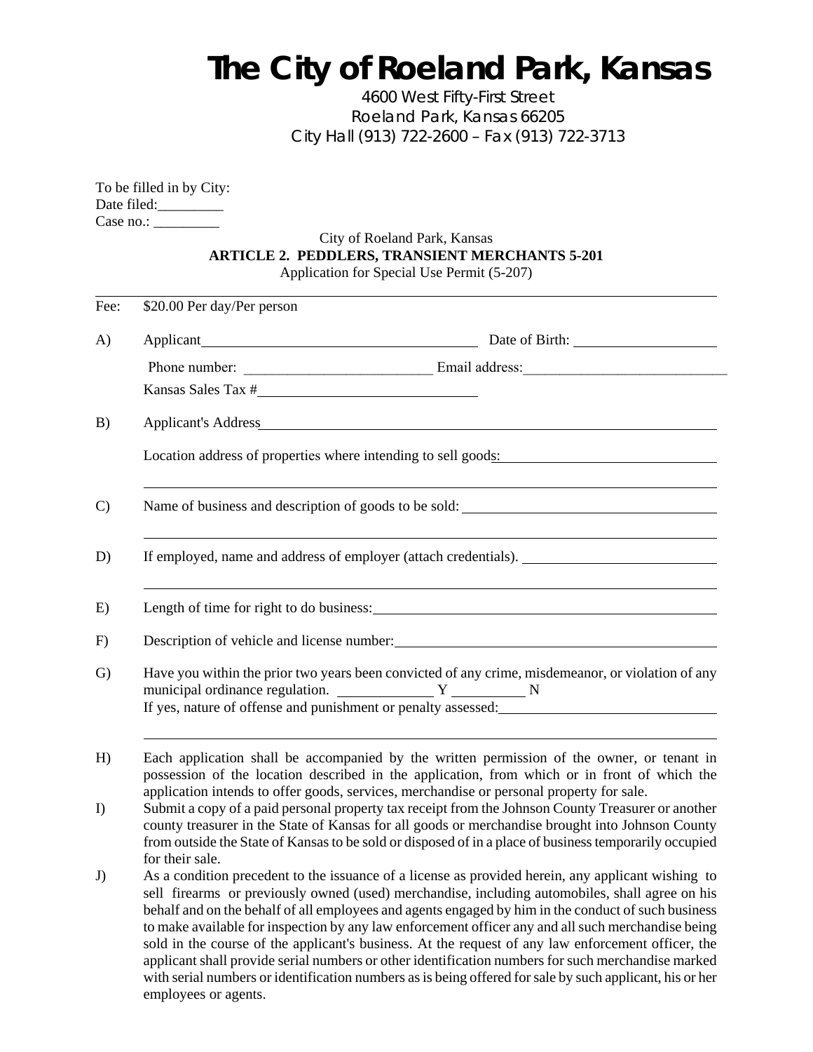# The City of Roeland Park, Kansas

4600 West Fifty-First Street
Roeland Park, Kansas 66205
City Hall (913) 722-2600 – Fax (913) 722-3713

To be filled in by City:
Date filed:_________
Case no.: _________

City of Roeland Park, Kansas
**ARTICLE 2. PEDDLERS, TRANSIENT MERCHANTS 5-201**
Application for Special Use Permit (5-207)

---

Fee: $20.00 Per day/Per person

A) Applicant________________________________ Date of Birth: ________________

Phone number: __________________________ Email address:____________________________

Kansas Sales Tax #__________________________

B) Applicant's Address______________________________________________________

Location address of properties where intending to sell goods:______________________

______________________________________________________________________

C) Name of business and description of goods to be sold: ___________________________

______________________________________________________________________

D) If employed, name and address of employer (attach credentials). ___________________

______________________________________________________________________

E) Length of time for right to do business:_____________________________________

F) Description of vehicle and license number:__________________________________

G) Have you within the prior two years been convicted of any crime, misdemeanor, or violation of any municipal ordinance regulation. ____________ Y __________ N
If yes, nature of offense and punishment or penalty assessed:______________________

______________________________________________________________________

H) Each application shall be accompanied by the written permission of the owner, or tenant in possession of the location described in the application, from which or in front of which the application intends to offer goods, services, merchandise or personal property for sale.

I) Submit a copy of a paid personal property tax receipt from the Johnson County Treasurer or another county treasurer in the State of Kansas for all goods or merchandise brought into Johnson County from outside the State of Kansas to be sold or disposed of in a place of business temporarily occupied for their sale.

J) As a condition precedent to the issuance of a license as provided herein, any applicant wishing to sell firearms or previously owned (used) merchandise, including automobiles, shall agree on his behalf and on the behalf of all employees and agents engaged by him in the conduct of such business to make available for inspection by any law enforcement officer any and all such merchandise being sold in the course of the applicant's business. At the request of any law enforcement officer, the applicant shall provide serial numbers or other identification numbers for such merchandise marked with serial numbers or identification numbers as is being offered for sale by such applicant, his or her employees or agents.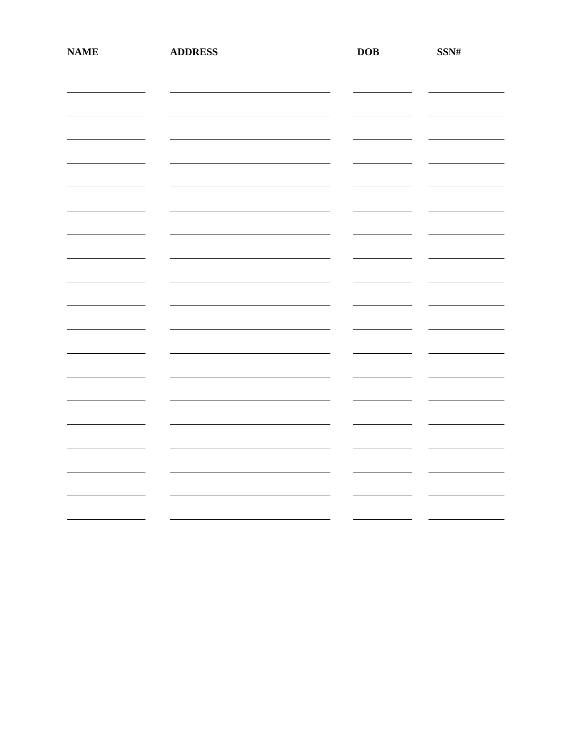| NAME | ADDRESS | DOB | SSN# |
| --- | --- | --- | --- |
| | | | |
| | | | |
| | | | |
| | | | |
| | | | |
| | | | |
| | | | |
| | | | |
| | | | |
| | | | |
| | | | |
| | | | |
| | | | |
| | | | |
| | | | |
| | | | |
| | | | |
| | | | |
| | | | |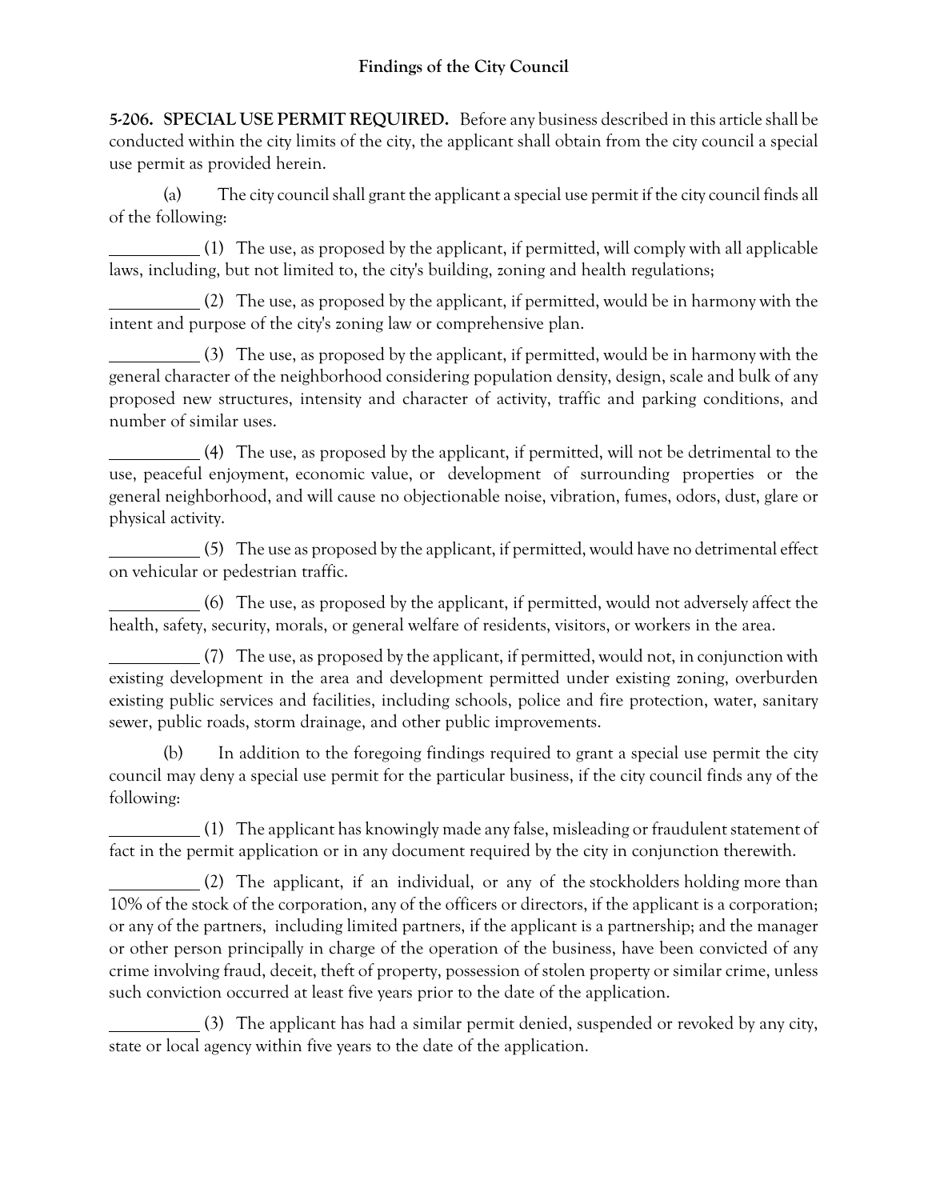## Findings of the City Council

**5-206. SPECIAL USE PERMIT REQUIRED.** Before any business described in this article shall be conducted within the city limits of the city, the applicant shall obtain from the city council a special use permit as provided herein.

(a) The city council shall grant the applicant a special use permit if the city council finds all of the following:

___________ (1) The use, as proposed by the applicant, if permitted, will comply with all applicable laws, including, but not limited to, the city's building, zoning and health regulations;

___________ (2) The use, as proposed by the applicant, if permitted, would be in harmony with the intent and purpose of the city's zoning law or comprehensive plan.

___________ (3) The use, as proposed by the applicant, if permitted, would be in harmony with the general character of the neighborhood considering population density, design, scale and bulk of any proposed new structures, intensity and character of activity, traffic and parking conditions, and number of similar uses.

___________ (4) The use, as proposed by the applicant, if permitted, will not be detrimental to the use, peaceful enjoyment, economic value, or development of surrounding properties or the general neighborhood, and will cause no objectionable noise, vibration, fumes, odors, dust, glare or physical activity.

___________ (5) The use as proposed by the applicant, if permitted, would have no detrimental effect on vehicular or pedestrian traffic.

___________ (6) The use, as proposed by the applicant, if permitted, would not adversely affect the health, safety, security, morals, or general welfare of residents, visitors, or workers in the area.

___________ (7) The use, as proposed by the applicant, if permitted, would not, in conjunction with existing development in the area and development permitted under existing zoning, overburden existing public services and facilities, including schools, police and fire protection, water, sanitary sewer, public roads, storm drainage, and other public improvements.

(b) In addition to the foregoing findings required to grant a special use permit the city council may deny a special use permit for the particular business, if the city council finds any of the following:

___________ (1) The applicant has knowingly made any false, misleading or fraudulent statement of fact in the permit application or in any document required by the city in conjunction therewith.

___________ (2) The applicant, if an individual, or any of the stockholders holding more than 10% of the stock of the corporation, any of the officers or directors, if the applicant is a corporation; or any of the partners, including limited partners, if the applicant is a partnership; and the manager or other person principally in charge of the operation of the business, have been convicted of any crime involving fraud, deceit, theft of property, possession of stolen property or similar crime, unless such conviction occurred at least five years prior to the date of the application.

___________ (3) The applicant has had a similar permit denied, suspended or revoked by any city, state or local agency within five years to the date of the application.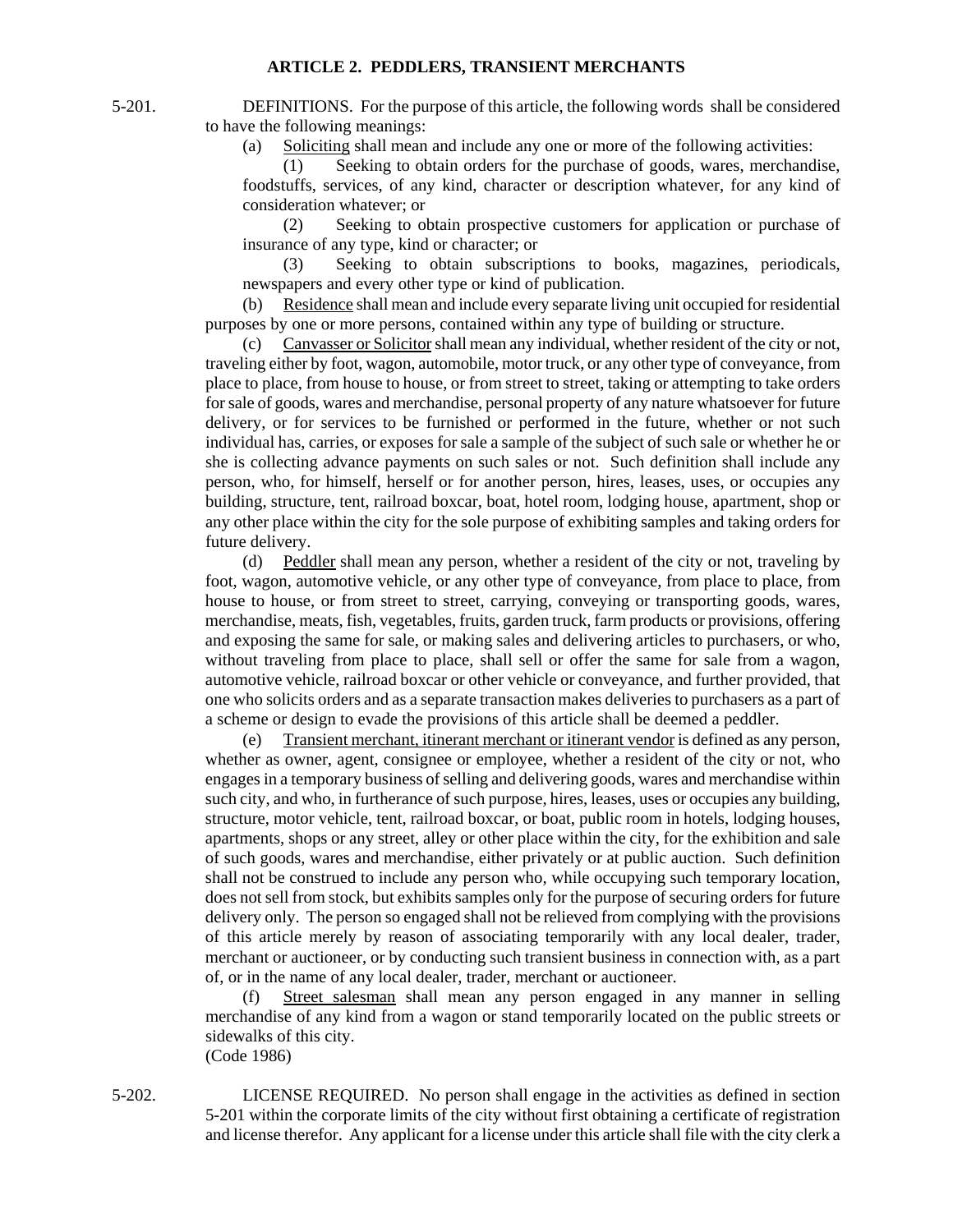## ARTICLE 2. PEDDLERS, TRANSIENT MERCHANTS

5-201. DEFINITIONS. For the purpose of this article, the following words shall be considered to have the following meanings:

(a) Soliciting shall mean and include any one or more of the following activities:

(1) Seeking to obtain orders for the purchase of goods, wares, merchandise, foodstuffs, services, of any kind, character or description whatever, for any kind of consideration whatever; or

(2) Seeking to obtain prospective customers for application or purchase of insurance of any type, kind or character; or

(3) Seeking to obtain subscriptions to books, magazines, periodicals, newspapers and every other type or kind of publication.

(b) Residence shall mean and include every separate living unit occupied for residential purposes by one or more persons, contained within any type of building or structure.

(c) Canvasser or Solicitor shall mean any individual, whether resident of the city or not, traveling either by foot, wagon, automobile, motor truck, or any other type of conveyance, from place to place, from house to house, or from street to street, taking or attempting to take orders for sale of goods, wares and merchandise, personal property of any nature whatsoever for future delivery, or for services to be furnished or performed in the future, whether or not such individual has, carries, or exposes for sale a sample of the subject of such sale or whether he or she is collecting advance payments on such sales or not. Such definition shall include any person, who, for himself, herself or for another person, hires, leases, uses, or occupies any building, structure, tent, railroad boxcar, boat, hotel room, lodging house, apartment, shop or any other place within the city for the sole purpose of exhibiting samples and taking orders for future delivery.

(d) Peddler shall mean any person, whether a resident of the city or not, traveling by foot, wagon, automotive vehicle, or any other type of conveyance, from place to place, from house to house, or from street to street, carrying, conveying or transporting goods, wares, merchandise, meats, fish, vegetables, fruits, garden truck, farm products or provisions, offering and exposing the same for sale, or making sales and delivering articles to purchasers, or who, without traveling from place to place, shall sell or offer the same for sale from a wagon, automotive vehicle, railroad boxcar or other vehicle or conveyance, and further provided, that one who solicits orders and as a separate transaction makes deliveries to purchasers as a part of a scheme or design to evade the provisions of this article shall be deemed a peddler.

(e) Transient merchant, itinerant merchant or itinerant vendor is defined as any person, whether as owner, agent, consignee or employee, whether a resident of the city or not, who engages in a temporary business of selling and delivering goods, wares and merchandise within such city, and who, in furtherance of such purpose, hires, leases, uses or occupies any building, structure, motor vehicle, tent, railroad boxcar, or boat, public room in hotels, lodging houses, apartments, shops or any street, alley or other place within the city, for the exhibition and sale of such goods, wares and merchandise, either privately or at public auction. Such definition shall not be construed to include any person who, while occupying such temporary location, does not sell from stock, but exhibits samples only for the purpose of securing orders for future delivery only. The person so engaged shall not be relieved from complying with the provisions of this article merely by reason of associating temporarily with any local dealer, trader, merchant or auctioneer, or by conducting such transient business in connection with, as a part of, or in the name of any local dealer, trader, merchant or auctioneer.

(f) Street salesman shall mean any person engaged in any manner in selling merchandise of any kind from a wagon or stand temporarily located on the public streets or sidewalks of this city.
(Code 1986)

5-202. LICENSE REQUIRED. No person shall engage in the activities as defined in section 5-201 within the corporate limits of the city without first obtaining a certificate of registration and license therefor. Any applicant for a license under this article shall file with the city clerk a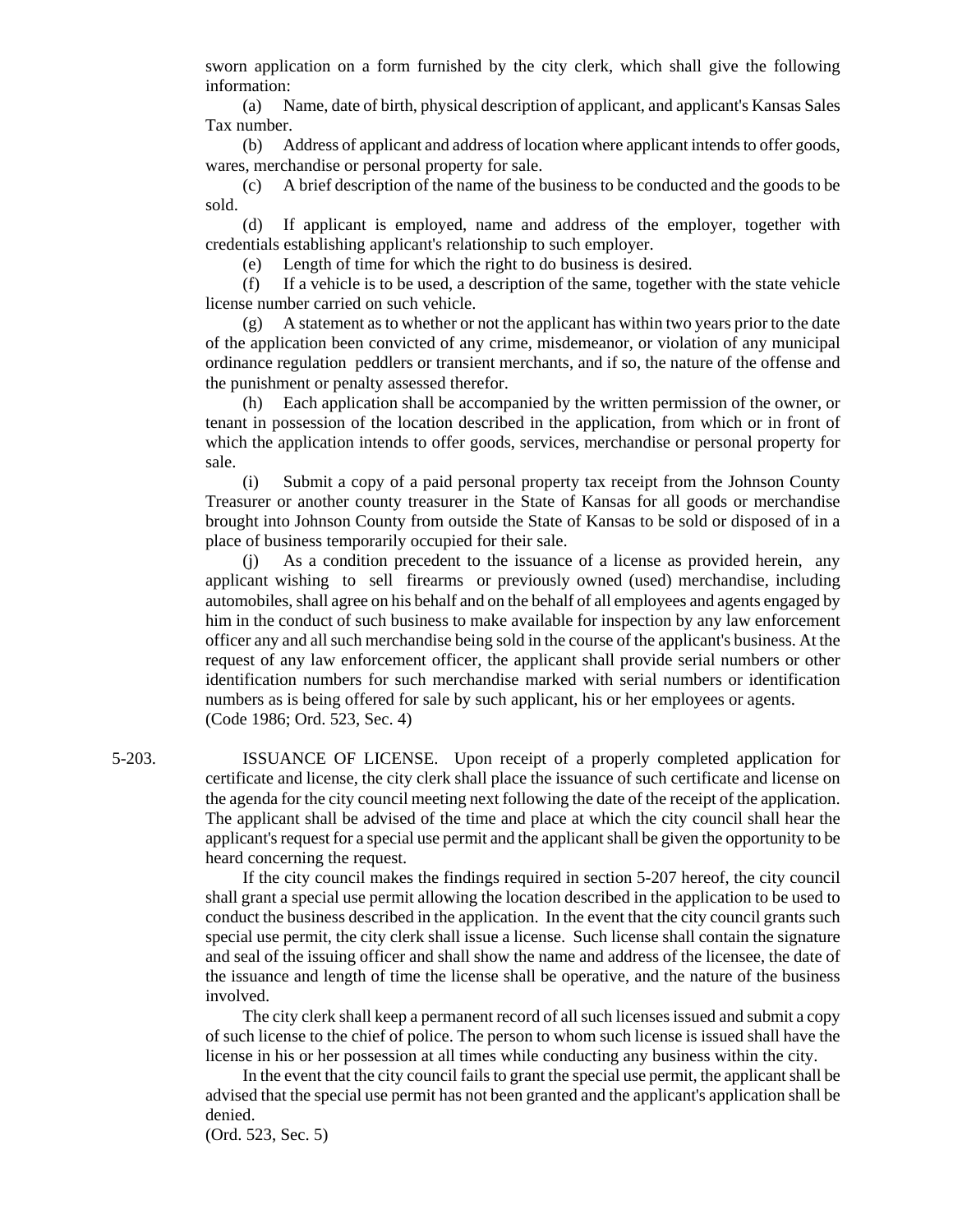sworn application on a form furnished by the city clerk, which shall give the following information:

(a) Name, date of birth, physical description of applicant, and applicant's Kansas Sales Tax number.

(b) Address of applicant and address of location where applicant intends to offer goods, wares, merchandise or personal property for sale.

(c) A brief description of the name of the business to be conducted and the goods to be sold.

(d) If applicant is employed, name and address of the employer, together with credentials establishing applicant's relationship to such employer.

(e) Length of time for which the right to do business is desired.

(f) If a vehicle is to be used, a description of the same, together with the state vehicle license number carried on such vehicle.

(g) A statement as to whether or not the applicant has within two years prior to the date of the application been convicted of any crime, misdemeanor, or violation of any municipal ordinance regulation peddlers or transient merchants, and if so, the nature of the offense and the punishment or penalty assessed therefor.

(h) Each application shall be accompanied by the written permission of the owner, or tenant in possession of the location described in the application, from which or in front of which the application intends to offer goods, services, merchandise or personal property for sale.

(i) Submit a copy of a paid personal property tax receipt from the Johnson County Treasurer or another county treasurer in the State of Kansas for all goods or merchandise brought into Johnson County from outside the State of Kansas to be sold or disposed of in a place of business temporarily occupied for their sale.

(j) As a condition precedent to the issuance of a license as provided herein, any applicant wishing to sell firearms or previously owned (used) merchandise, including automobiles, shall agree on his behalf and on the behalf of all employees and agents engaged by him in the conduct of such business to make available for inspection by any law enforcement officer any and all such merchandise being sold in the course of the applicant's business. At the request of any law enforcement officer, the applicant shall provide serial numbers or other identification numbers for such merchandise marked with serial numbers or identification numbers as is being offered for sale by such applicant, his or her employees or agents.
(Code 1986; Ord. 523, Sec. 4)

5-203. ISSUANCE OF LICENSE. Upon receipt of a properly completed application for certificate and license, the city clerk shall place the issuance of such certificate and license on the agenda for the city council meeting next following the date of the receipt of the application. The applicant shall be advised of the time and place at which the city council shall hear the applicant's request for a special use permit and the applicant shall be given the opportunity to be heard concerning the request.

If the city council makes the findings required in section 5-207 hereof, the city council shall grant a special use permit allowing the location described in the application to be used to conduct the business described in the application. In the event that the city council grants such special use permit, the city clerk shall issue a license. Such license shall contain the signature and seal of the issuing officer and shall show the name and address of the licensee, the date of the issuance and length of time the license shall be operative, and the nature of the business involved.

The city clerk shall keep a permanent record of all such licenses issued and submit a copy of such license to the chief of police. The person to whom such license is issued shall have the license in his or her possession at all times while conducting any business within the city.

In the event that the city council fails to grant the special use permit, the applicant shall be advised that the special use permit has not been granted and the applicant's application shall be denied.
(Ord. 523, Sec. 5)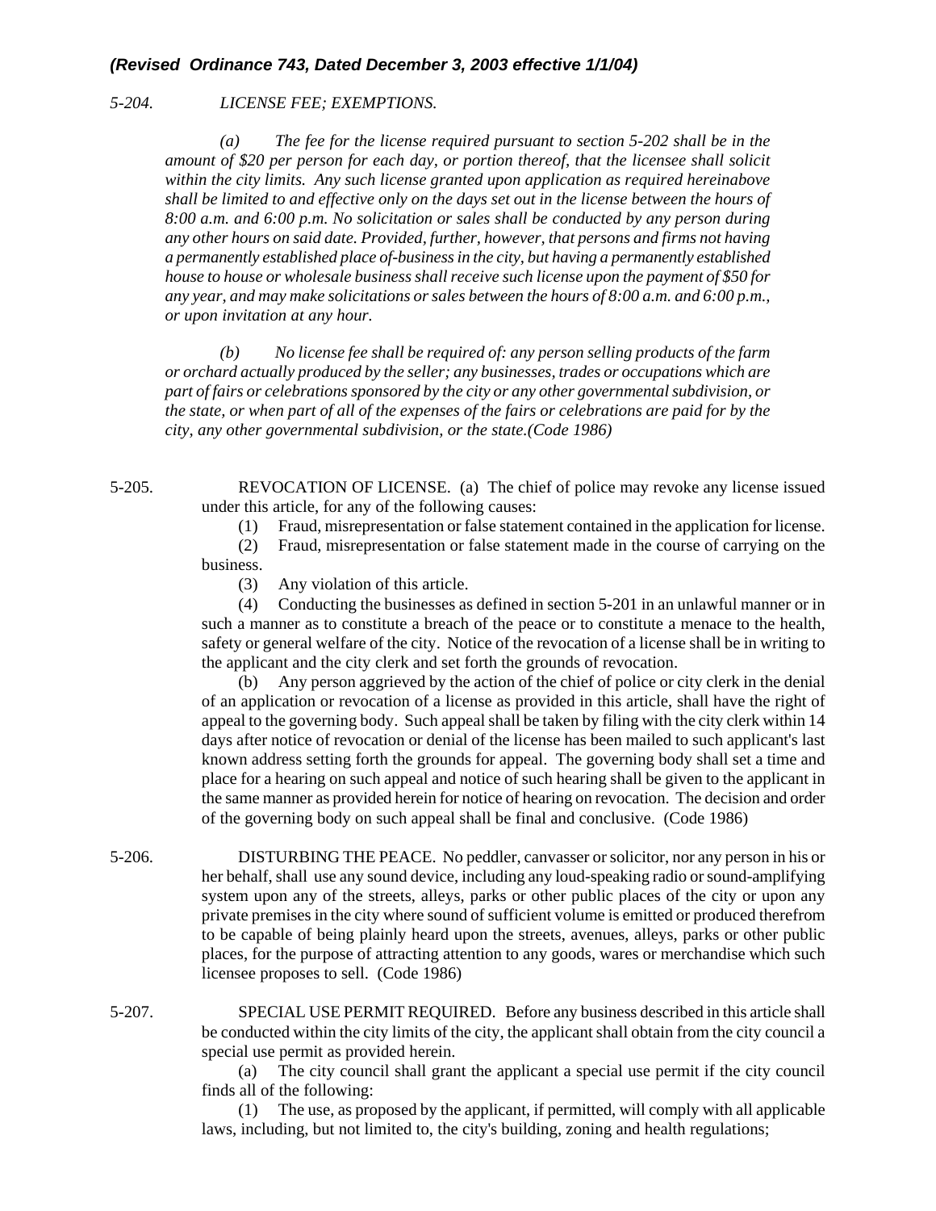***(Revised Ordinance 743, Dated December 3, 2003 effective 1/1/04)***

*5-204. LICENSE FEE; EXEMPTIONS.*

*(a) The fee for the license required pursuant to section 5-202 shall be in the amount of $20 per person for each day, or portion thereof, that the licensee shall solicit within the city limits. Any such license granted upon application as required hereinabove shall be limited to and effective only on the days set out in the license between the hours of 8:00 a.m. and 6:00 p.m. No solicitation or sales shall be conducted by any person during any other hours on said date. Provided, further, however, that persons and firms not having a permanently established place of-business in the city, but having a permanently established house to house or wholesale business shall receive such license upon the payment of $50 for any year, and may make solicitations or sales between the hours of 8:00 a.m. and 6:00 p.m., or upon invitation at any hour.*

*(b) No license fee shall be required of: any person selling products of the farm or orchard actually produced by the seller; any businesses, trades or occupations which are part of fairs or celebrations sponsored by the city or any other governmental subdivision, or the state, or when part of all of the expenses of the fairs or celebrations are paid for by the city, any other governmental subdivision, or the state.(Code 1986)*

5-205. REVOCATION OF LICENSE. (a) The chief of police may revoke any license issued under this article, for any of the following causes:

(1) Fraud, misrepresentation or false statement contained in the application for license.

(2) Fraud, misrepresentation or false statement made in the course of carrying on the business.

(3) Any violation of this article.

(4) Conducting the businesses as defined in section 5-201 in an unlawful manner or in such a manner as to constitute a breach of the peace or to constitute a menace to the health, safety or general welfare of the city. Notice of the revocation of a license shall be in writing to the applicant and the city clerk and set forth the grounds of revocation.

(b) Any person aggrieved by the action of the chief of police or city clerk in the denial of an application or revocation of a license as provided in this article, shall have the right of appeal to the governing body. Such appeal shall be taken by filing with the city clerk within 14 days after notice of revocation or denial of the license has been mailed to such applicant's last known address setting forth the grounds for appeal. The governing body shall set a time and place for a hearing on such appeal and notice of such hearing shall be given to the applicant in the same manner as provided herein for notice of hearing on revocation. The decision and order of the governing body on such appeal shall be final and conclusive. (Code 1986)

5-206. DISTURBING THE PEACE. No peddler, canvasser or solicitor, nor any person in his or her behalf, shall use any sound device, including any loud-speaking radio or sound-amplifying system upon any of the streets, alleys, parks or other public places of the city or upon any private premises in the city where sound of sufficient volume is emitted or produced therefrom to be capable of being plainly heard upon the streets, avenues, alleys, parks or other public places, for the purpose of attracting attention to any goods, wares or merchandise which such licensee proposes to sell. (Code 1986)

5-207. SPECIAL USE PERMIT REQUIRED. Before any business described in this article shall be conducted within the city limits of the city, the applicant shall obtain from the city council a special use permit as provided herein.

(a) The city council shall grant the applicant a special use permit if the city council finds all of the following:

(1) The use, as proposed by the applicant, if permitted, will comply with all applicable laws, including, but not limited to, the city's building, zoning and health regulations;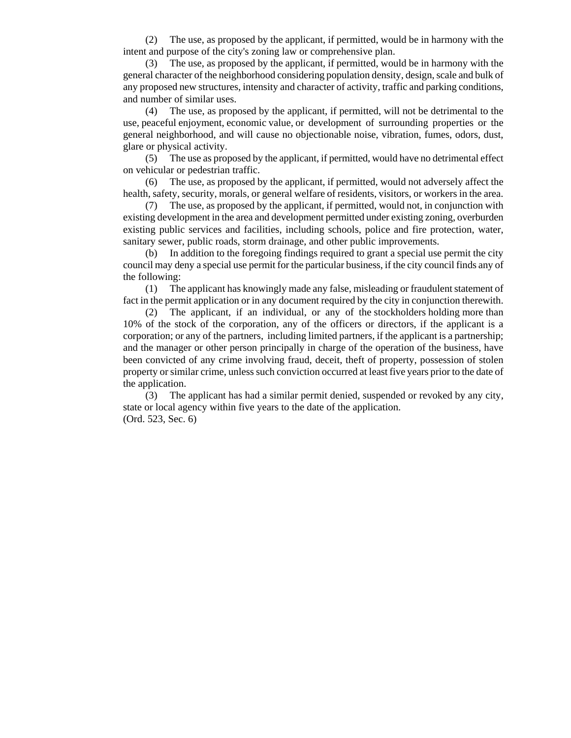(2) The use, as proposed by the applicant, if permitted, would be in harmony with the intent and purpose of the city's zoning law or comprehensive plan.

(3) The use, as proposed by the applicant, if permitted, would be in harmony with the general character of the neighborhood considering population density, design, scale and bulk of any proposed new structures, intensity and character of activity, traffic and parking conditions, and number of similar uses.

(4) The use, as proposed by the applicant, if permitted, will not be detrimental to the use, peaceful enjoyment, economic value, or development of surrounding properties or the general neighborhood, and will cause no objectionable noise, vibration, fumes, odors, dust, glare or physical activity.

(5) The use as proposed by the applicant, if permitted, would have no detrimental effect on vehicular or pedestrian traffic.

(6) The use, as proposed by the applicant, if permitted, would not adversely affect the health, safety, security, morals, or general welfare of residents, visitors, or workers in the area.

(7) The use, as proposed by the applicant, if permitted, would not, in conjunction with existing development in the area and development permitted under existing zoning, overburden existing public services and facilities, including schools, police and fire protection, water, sanitary sewer, public roads, storm drainage, and other public improvements.

(b) In addition to the foregoing findings required to grant a special use permit the city council may deny a special use permit for the particular business, if the city council finds any of the following:

(1) The applicant has knowingly made any false, misleading or fraudulent statement of fact in the permit application or in any document required by the city in conjunction therewith.

(2) The applicant, if an individual, or any of the stockholders holding more than 10% of the stock of the corporation, any of the officers or directors, if the applicant is a corporation; or any of the partners, including limited partners, if the applicant is a partnership; and the manager or other person principally in charge of the operation of the business, have been convicted of any crime involving fraud, deceit, theft of property, possession of stolen property or similar crime, unless such conviction occurred at least five years prior to the date of the application.

(3) The applicant has had a similar permit denied, suspended or revoked by any city, state or local agency within five years to the date of the application.

(Ord. 523, Sec. 6)